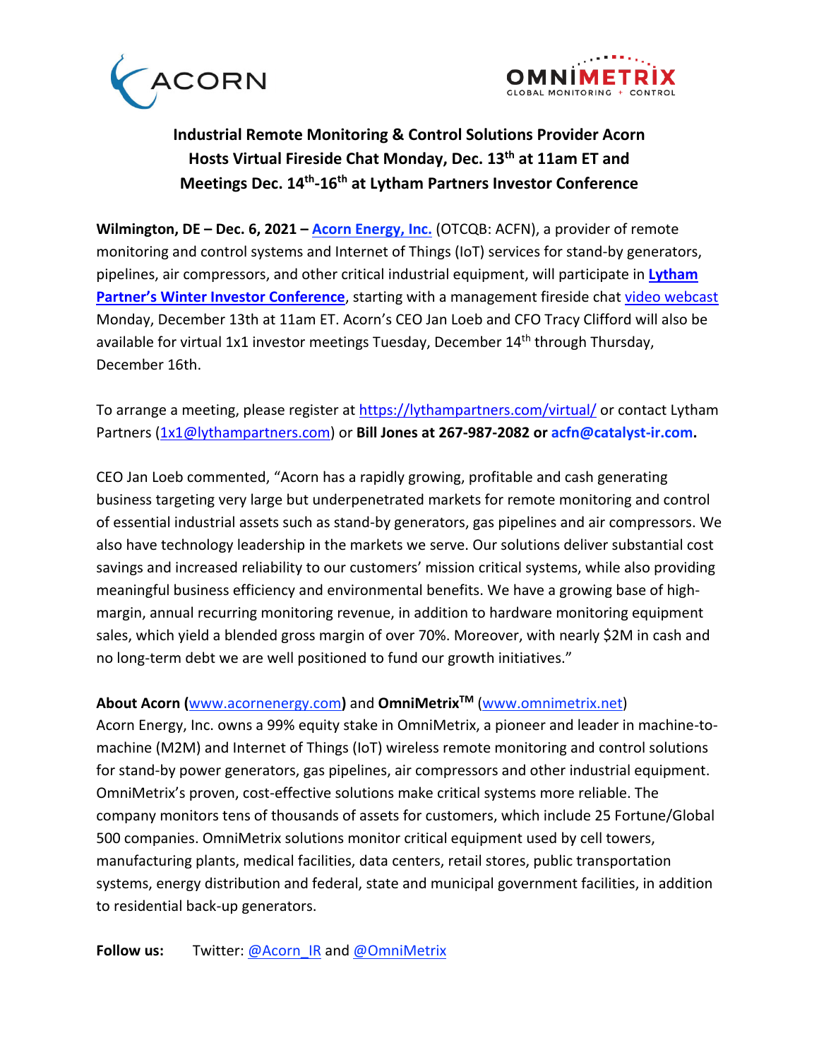# Industrial Remote Monitoring & Control Solutions Provider Acorn Hosts Virtual Fireside Chat Monday, Dec. 13th at 11am ET and Meetings Dec. 14th-16th at Lytham Partners Investor Conference

**Wilmington, DE – Dec. 6, 2021 – Acorn Energy, Inc.** (OTCQB: ACFN), a provider of remote monitoring and control systems and Internet of Things (IoT) services for stand-by generators, pipelines, air compressors, and other critical industrial equipment, will participate in **Lytham Partner's Winter Investor Conference**, starting with a management fireside chat video webcast Monday, December 13th at 11am ET. Acorn's CEO Jan Loeb and CFO Tracy Clifford will also be available for virtual 1x1 investor meetings Tuesday, December 14th through Thursday, December 16th.

To arrange a meeting, please register at https://lythampartners.com/virtual/ or contact Lytham Partners (1x1@lythampartners.com) or **Bill Jones at 267-987-2082 or acfn@catalyst-ir.com.**

CEO Jan Loeb commented, "Acorn has a rapidly growing, profitable and cash generating business targeting very large but underpenetrated markets for remote monitoring and control of essential industrial assets such as stand-by generators, gas pipelines and air compressors. We also have technology leadership in the markets we serve. Our solutions deliver substantial cost savings and increased reliability to our customers' mission critical systems, while also providing meaningful business efficiency and environmental benefits. We have a growing base of high-margin, annual recurring monitoring revenue, in addition to hardware monitoring equipment sales, which yield a blended gross margin of over 70%. Moreover, with nearly $2M in cash and no long-term debt we are well positioned to fund our growth initiatives."

**About Acorn (**www.acornenergy.com**)** and **OmniMetrix™** (www.omnimetrix.net)
Acorn Energy, Inc. owns a 99% equity stake in OmniMetrix, a pioneer and leader in machine-to-machine (M2M) and Internet of Things (IoT) wireless remote monitoring and control solutions for stand-by power generators, gas pipelines, air compressors and other industrial equipment. OmniMetrix's proven, cost-effective solutions make critical systems more reliable. The company monitors tens of thousands of assets for customers, which include 25 Fortune/Global 500 companies. OmniMetrix solutions monitor critical equipment used by cell towers, manufacturing plants, medical facilities, data centers, retail stores, public transportation systems, energy distribution and federal, state and municipal government facilities, in addition to residential back-up generators.

**Follow us:** Twitter: @Acorn_IR and @OmniMetrix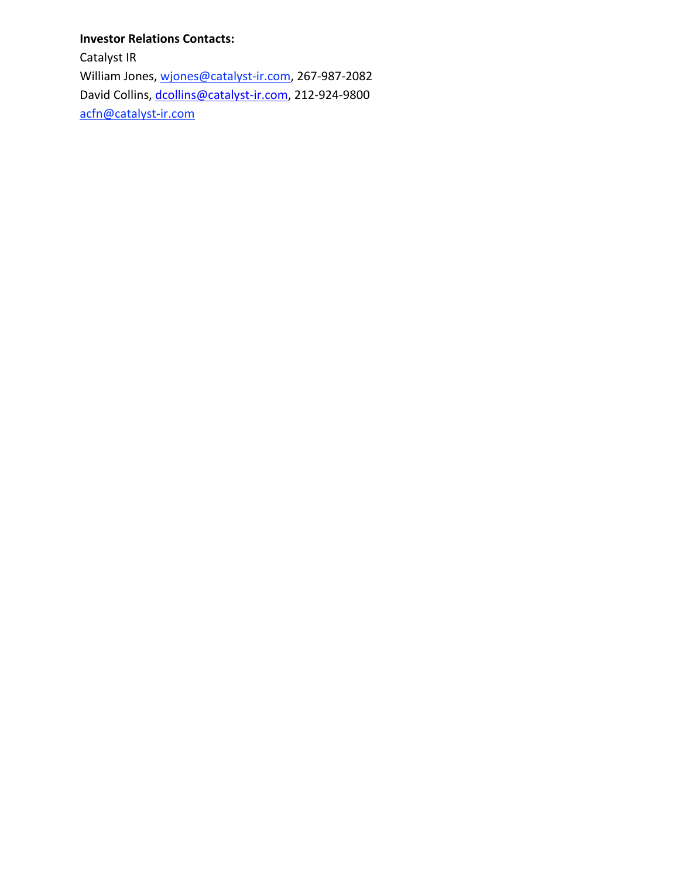**Investor Relations Contacts:**

Catalyst IR
William Jones, wjones@catalyst-ir.com, 267-987-2082
David Collins, dcollins@catalyst-ir.com, 212-924-9800
acfn@catalyst-ir.com